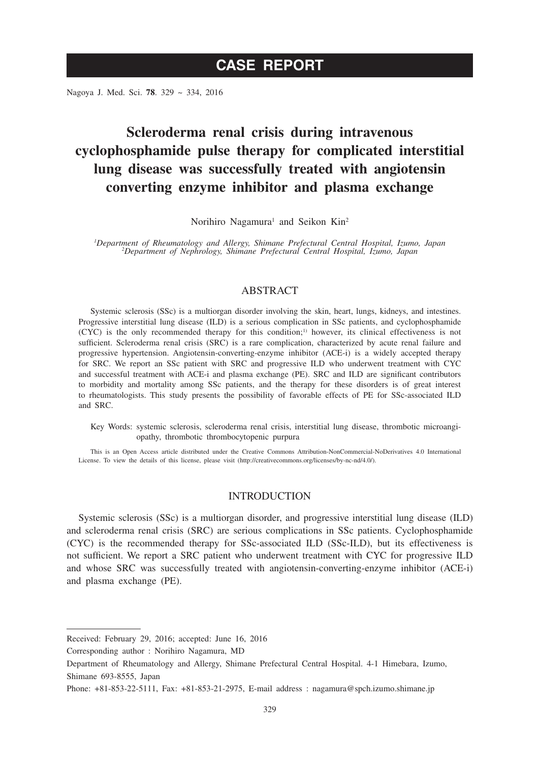CASE REPORT

# Scleroderma renal crisis during intravenous cyclophosphamide pulse therapy for complicated interstitial lung disease was successfully treated with angiotensin converting enzyme inhibitor and plasma exchange

Norihiro Nagamura[1] and Seikon Kin[2]

*[1]Department of Rheumatology and Allergy, Shimane Prefectural Central Hospital, Izumo, Japan*
*[2]Department of Nephrology, Shimane Prefectural Central Hospital, Izumo, Japan*

## ABSTRACT

Systemic sclerosis (SSc) is a multiorgan disorder involving the skin, heart, lungs, kidneys, and intestines. Progressive interstitial lung disease (ILD) is a serious complication in SSc patients, and cyclophosphamide (CYC) is the only recommended therapy for this condition;[1)] however, its clinical effectiveness is not sufficient. Scleroderma renal crisis (SRC) is a rare complication, characterized by acute renal failure and progressive hypertension. Angiotensin-converting-enzyme inhibitor (ACE-i) is a widely accepted therapy for SRC. We report an SSc patient with SRC and progressive ILD who underwent treatment with CYC and successful treatment with ACE-i and plasma exchange (PE). SRC and ILD are significant contributors to morbidity and mortality among SSc patients, and the therapy for these disorders is of great interest to rheumatologists. This study presents the possibility of favorable effects of PE for SSc-associated ILD and SRC.

Key Words: systemic sclerosis, scleroderma renal crisis, interstitial lung disease, thrombotic microangiopathy, thrombotic thrombocytopenic purpura

This is an Open Access article distributed under the Creative Commons Attribution-NonCommercial-NoDerivatives 4.0 International License. To view the details of this license, please visit (http://creativecommons.org/licenses/by-nc-nd/4.0/).

## INTRODUCTION

Systemic sclerosis (SSc) is a multiorgan disorder, and progressive interstitial lung disease (ILD) and scleroderma renal crisis (SRC) are serious complications in SSc patients. Cyclophosphamide (CYC) is the recommended therapy for SSc-associated ILD (SSc-ILD), but its effectiveness is not sufficient. We report a SRC patient who underwent treatment with CYC for progressive ILD and whose SRC was successfully treated with angiotensin-converting-enzyme inhibitor (ACE-i) and plasma exchange (PE).

Received: February 29, 2016; accepted: June 16, 2016

Corresponding author : Norihiro Nagamura, MD

Department of Rheumatology and Allergy, Shimane Prefectural Central Hospital. 4-1 Himebara, Izumo, Shimane 693-8555, Japan

Phone: +81-853-22-5111, Fax: +81-853-21-2975, E-mail address : nagamura@spch.izumo.shimane.jp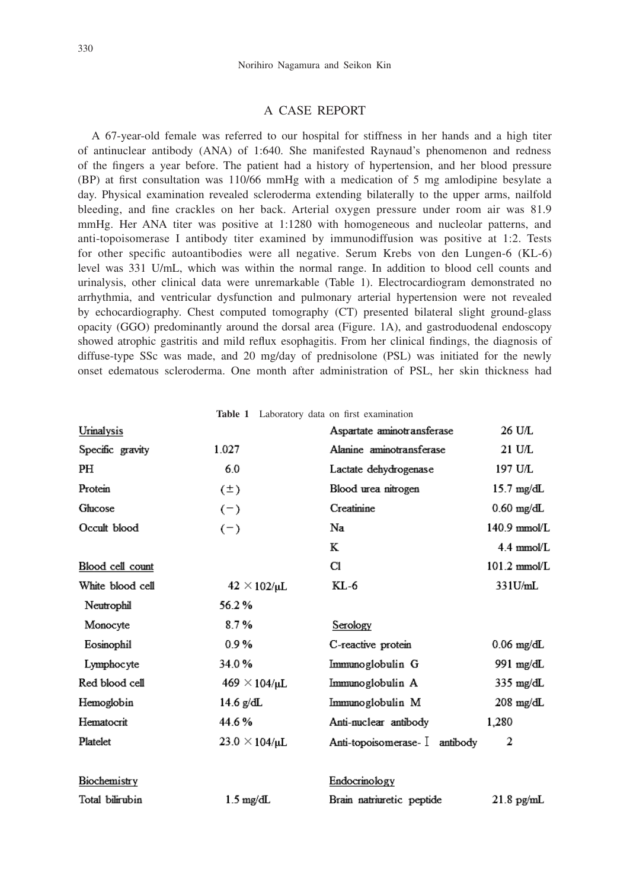## A CASE REPORT

A 67-year-old female was referred to our hospital for stiffness in her hands and a high titer of antinuclear antibody (ANA) of 1:640. She manifested Raynaud's phenomenon and redness of the fingers a year before. The patient had a history of hypertension, and her blood pressure (BP) at first consultation was 110/66 mmHg with a medication of 5 mg amlodipine besylate a day. Physical examination revealed scleroderma extending bilaterally to the upper arms, nailfold bleeding, and fine crackles on her back. Arterial oxygen pressure under room air was 81.9 mmHg. Her ANA titer was positive at 1:1280 with homogeneous and nucleolar patterns, and anti-topoisomerase I antibody titer examined by immunodiffusion was positive at 1:2. Tests for other specific autoantibodies were all negative. Serum Krebs von den Lungen-6 (KL-6) level was 331 U/mL, which was within the normal range. In addition to blood cell counts and urinalysis, other clinical data were unremarkable (Table 1). Electrocardiogram demonstrated no arrhythmia, and ventricular dysfunction and pulmonary arterial hypertension were not revealed by echocardiography. Chest computed tomography (CT) presented bilateral slight ground-glass opacity (GGO) predominantly around the dorsal area (Figure. 1A), and gastroduodenal endoscopy showed atrophic gastritis and mild reflux esophagitis. From her clinical findings, the diagnosis of diffuse-type SSc was made, and 20 mg/day of prednisolone (PSL) was initiated for the newly onset edematous scleroderma. One month after administration of PSL, her skin thickness had

**Table 1** Laboratory data on first examination

| | | | |
|---|---|---|---|
| Urinalysis | | Aspartate aminotransferase | 26 U/L |
| Specific gravity | 1.027 | Alanine aminotransferase | 21 U/L |
| PH | 6.0 | Lactate dehydrogenase | 197 U/L |
| Protein | (±) | Blood urea nitrogen | 15.7 mg/dL |
| Glucose | (−) | Creatinine | 0.60 mg/dL |
| Occult blood | (−) | Na | 140.9 mmol/L |
| | | K | 4.4 mmol/L |
| Blood cell count | | Cl | 101.2 mmol/L |
| White blood cell | $42 \times 10^2/\mu L$ | KL-6 | 331U/mL |
| Neutrophil | 56.2 % | | |
| Monocyte | 8.7 % | Serology | |
| Eosinophil | 0.9 % | C-reactive protein | 0.06 mg/dL |
| Lymphocyte | 34.0 % | Immunoglobulin G | 991 mg/dL |
| Red blood cell | $469 \times 10^4/\mu L$ | Immunoglobulin A | 335 mg/dL |
| Hemoglobin | 14.6 g/dL | Immunoglobulin M | 208 mg/dL |
| Hematocrit | 44.6 % | Anti-nuclear antibody | 1,280 |
| Platelet | $23.0 \times 10^4/\mu L$ | Anti-topoisomerase-Ⅰ antibody | 2 |
| | | | |
| Biochemistry | | Endocrinology | |
| Total bilirubin | 1.5 mg/dL | Brain natriuretic peptide | 21.8 pg/mL |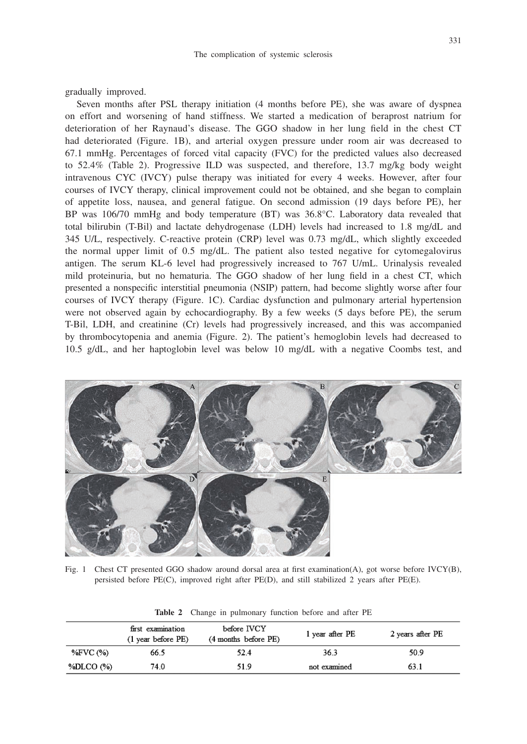gradually improved.

Seven months after PSL therapy initiation (4 months before PE), she was aware of dyspnea on effort and worsening of hand stiffness. We started a medication of beraprost natrium for deterioration of her Raynaud's disease. The GGO shadow in her lung field in the chest CT had deteriorated (Figure. 1B), and arterial oxygen pressure under room air was decreased to 67.1 mmHg. Percentages of forced vital capacity (FVC) for the predicted values also decreased to 52.4% (Table 2). Progressive ILD was suspected, and therefore, 13.7 mg/kg body weight intravenous CYC (IVCY) pulse therapy was initiated for every 4 weeks. However, after four courses of IVCY therapy, clinical improvement could not be obtained, and she began to complain of appetite loss, nausea, and general fatigue. On second admission (19 days before PE), her BP was 106/70 mmHg and body temperature (BT) was 36.8°C. Laboratory data revealed that total bilirubin (T-Bil) and lactate dehydrogenase (LDH) levels had increased to 1.8 mg/dL and 345 U/L, respectively. C-reactive protein (CRP) level was 0.73 mg/dL, which slightly exceeded the normal upper limit of 0.5 mg/dL. The patient also tested negative for cytomegalovirus antigen. The serum KL-6 level had progressively increased to 767 U/mL. Urinalysis revealed mild proteinuria, but no hematuria. The GGO shadow of her lung field in a chest CT, which presented a nonspecific interstitial pneumonia (NSIP) pattern, had become slightly worse after four courses of IVCY therapy (Figure. 1C). Cardiac dysfunction and pulmonary arterial hypertension were not observed again by echocardiography. By a few weeks (5 days before PE), the serum T-Bil, LDH, and creatinine (Cr) levels had progressively increased, and this was accompanied by thrombocytopenia and anemia (Figure. 2). The patient's hemoglobin levels had decreased to 10.5 g/dL, and her haptoglobin level was below 10 mg/dL with a negative Coombs test, and

Fig. 1 Chest CT presented GGO shadow around dorsal area at first examination(A), got worse before IVCY(B), persisted before PE(C), improved right after PE(D), and still stabilized 2 years after PE(E).

**Table 2** Change in pulmonary function before and after PE

| | first examination (1 year before PE) | before IVCY (4 months before PE) | 1 year after PE | 2 years after PE |
|---|---|---|---|---|
| %FVC (%) | 66.5 | 52.4 | 36.3 | 50.9 |
| %DLCO (%) | 74.0 | 51.9 | not examined | 63.1 |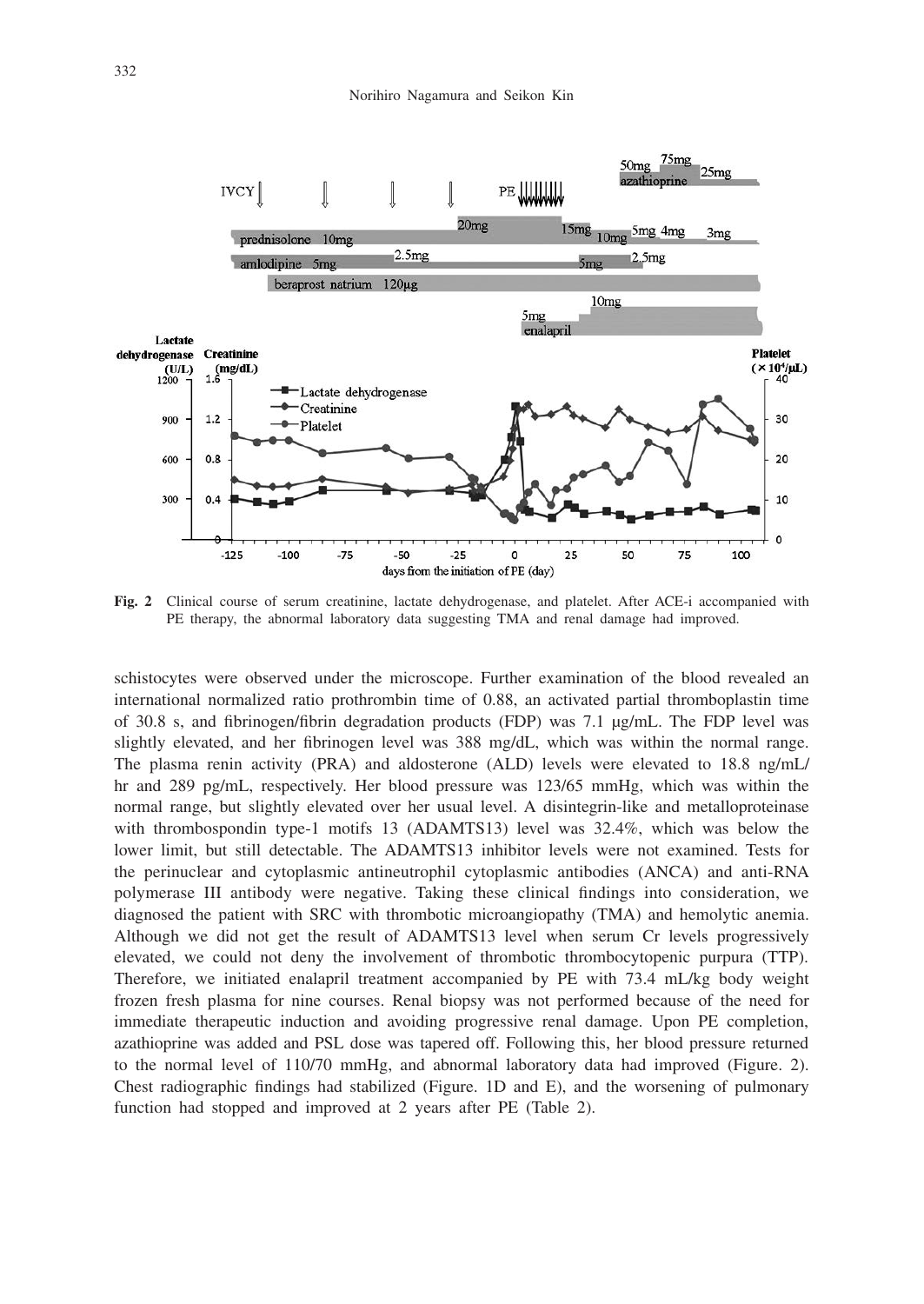**Fig. 2** Clinical course of serum creatinine, lactate dehydrogenase, and platelet. After ACE-i accompanied with PE therapy, the abnormal laboratory data suggesting TMA and renal damage had improved.

schistocytes were observed under the microscope. Further examination of the blood revealed an international normalized ratio prothrombin time of 0.88, an activated partial thromboplastin time of 30.8 s, and fibrinogen/fibrin degradation products (FDP) was 7.1 μg/mL. The FDP level was slightly elevated, and her fibrinogen level was 388 mg/dL, which was within the normal range. The plasma renin activity (PRA) and aldosterone (ALD) levels were elevated to 18.8 ng/mL/hr and 289 pg/mL, respectively. Her blood pressure was 123/65 mmHg, which was within the normal range, but slightly elevated over her usual level. A disintegrin-like and metalloproteinase with thrombospondin type-1 motifs 13 (ADAMTS13) level was 32.4%, which was below the lower limit, but still detectable. The ADAMTS13 inhibitor levels were not examined. Tests for the perinuclear and cytoplasmic antineutrophil cytoplasmic antibodies (ANCA) and anti-RNA polymerase III antibody were negative. Taking these clinical findings into consideration, we diagnosed the patient with SRC with thrombotic microangiopathy (TMA) and hemolytic anemia. Although we did not get the result of ADAMTS13 level when serum Cr levels progressively elevated, we could not deny the involvement of thrombotic thrombocytopenic purpura (TTP). Therefore, we initiated enalapril treatment accompanied by PE with 73.4 mL/kg body weight frozen fresh plasma for nine courses. Renal biopsy was not performed because of the need for immediate therapeutic induction and avoiding progressive renal damage. Upon PE completion, azathioprine was added and PSL dose was tapered off. Following this, her blood pressure returned to the normal level of 110/70 mmHg, and abnormal laboratory data had improved (Figure. 2). Chest radiographic findings had stabilized (Figure. 1D and E), and the worsening of pulmonary function had stopped and improved at 2 years after PE (Table 2).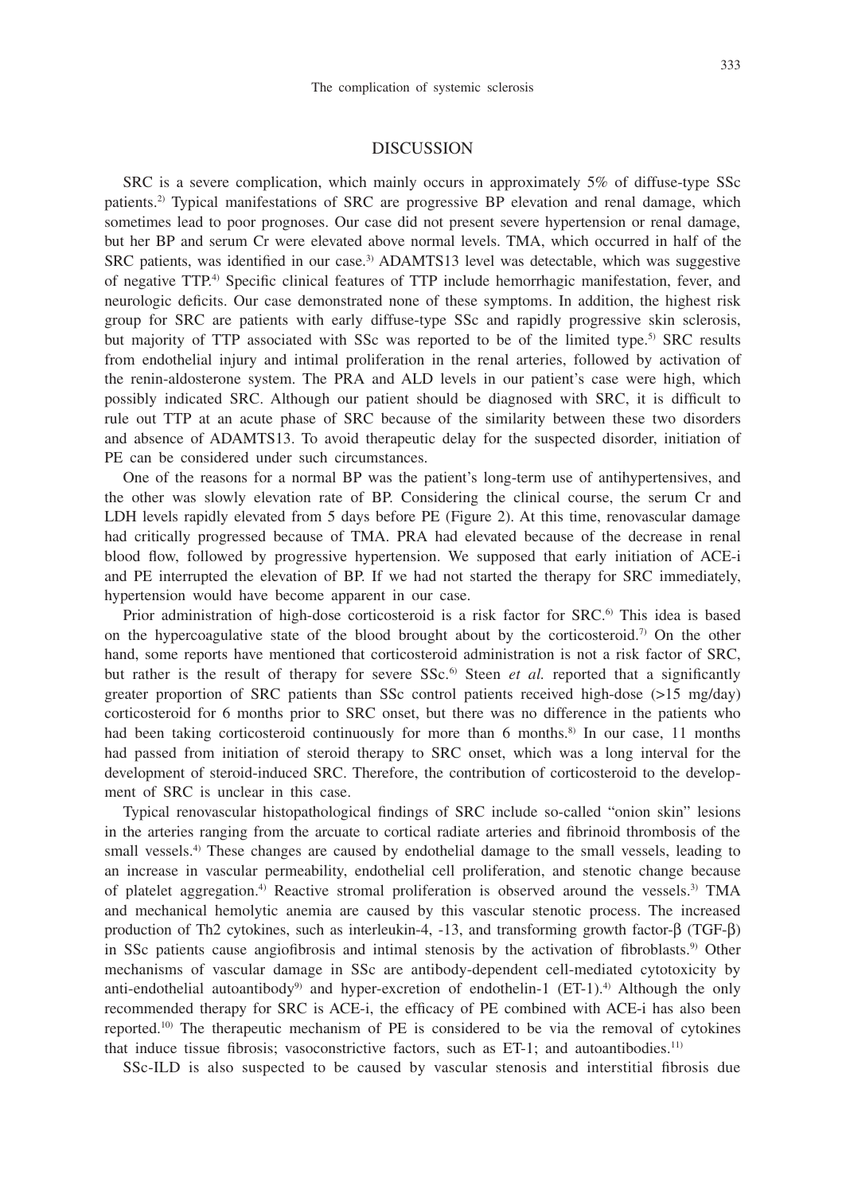## DISCUSSION

SRC is a severe complication, which mainly occurs in approximately 5% of diffuse-type SSc patients.[2] Typical manifestations of SRC are progressive BP elevation and renal damage, which sometimes lead to poor prognoses. Our case did not present severe hypertension or renal damage, but her BP and serum Cr were elevated above normal levels. TMA, which occurred in half of the SRC patients, was identified in our case.[3] ADAMTS13 level was detectable, which was suggestive of negative TTP.[4] Specific clinical features of TTP include hemorrhagic manifestation, fever, and neurologic deficits. Our case demonstrated none of these symptoms. In addition, the highest risk group for SRC are patients with early diffuse-type SSc and rapidly progressive skin sclerosis, but majority of TTP associated with SSc was reported to be of the limited type.[5] SRC results from endothelial injury and intimal proliferation in the renal arteries, followed by activation of the renin-aldosterone system. The PRA and ALD levels in our patient's case were high, which possibly indicated SRC. Although our patient should be diagnosed with SRC, it is difficult to rule out TTP at an acute phase of SRC because of the similarity between these two disorders and absence of ADAMTS13. To avoid therapeutic delay for the suspected disorder, initiation of PE can be considered under such circumstances.

One of the reasons for a normal BP was the patient's long-term use of antihypertensives, and the other was slowly elevation rate of BP. Considering the clinical course, the serum Cr and LDH levels rapidly elevated from 5 days before PE (Figure 2). At this time, renovascular damage had critically progressed because of TMA. PRA had elevated because of the decrease in renal blood flow, followed by progressive hypertension. We supposed that early initiation of ACE-i and PE interrupted the elevation of BP. If we had not started the therapy for SRC immediately, hypertension would have become apparent in our case.

Prior administration of high-dose corticosteroid is a risk factor for SRC.[6] This idea is based on the hypercoagulative state of the blood brought about by the corticosteroid.[7] On the other hand, some reports have mentioned that corticosteroid administration is not a risk factor of SRC, but rather is the result of therapy for severe SSc.[6] Steen *et al.* reported that a significantly greater proportion of SRC patients than SSc control patients received high-dose (>15 mg/day) corticosteroid for 6 months prior to SRC onset, but there was no difference in the patients who had been taking corticosteroid continuously for more than 6 months.[8] In our case, 11 months had passed from initiation of steroid therapy to SRC onset, which was a long interval for the development of steroid-induced SRC. Therefore, the contribution of corticosteroid to the development of SRC is unclear in this case.

Typical renovascular histopathological findings of SRC include so-called "onion skin" lesions in the arteries ranging from the arcuate to cortical radiate arteries and fibrinoid thrombosis of the small vessels.[4] These changes are caused by endothelial damage to the small vessels, leading to an increase in vascular permeability, endothelial cell proliferation, and stenotic change because of platelet aggregation.[4] Reactive stromal proliferation is observed around the vessels.[3] TMA and mechanical hemolytic anemia are caused by this vascular stenotic process. The increased production of Th2 cytokines, such as interleukin-4, -13, and transforming growth factor-β (TGF-β) in SSc patients cause angiofibrosis and intimal stenosis by the activation of fibroblasts.[9] Other mechanisms of vascular damage in SSc are antibody-dependent cell-mediated cytotoxicity by anti-endothelial autoantibody[9] and hyper-excretion of endothelin-1 (ET-1).[4] Although the only recommended therapy for SRC is ACE-i, the efficacy of PE combined with ACE-i has also been reported.[10] The therapeutic mechanism of PE is considered to be via the removal of cytokines that induce tissue fibrosis; vasoconstrictive factors, such as ET-1; and autoantibodies.[11]

SSc-ILD is also suspected to be caused by vascular stenosis and interstitial fibrosis due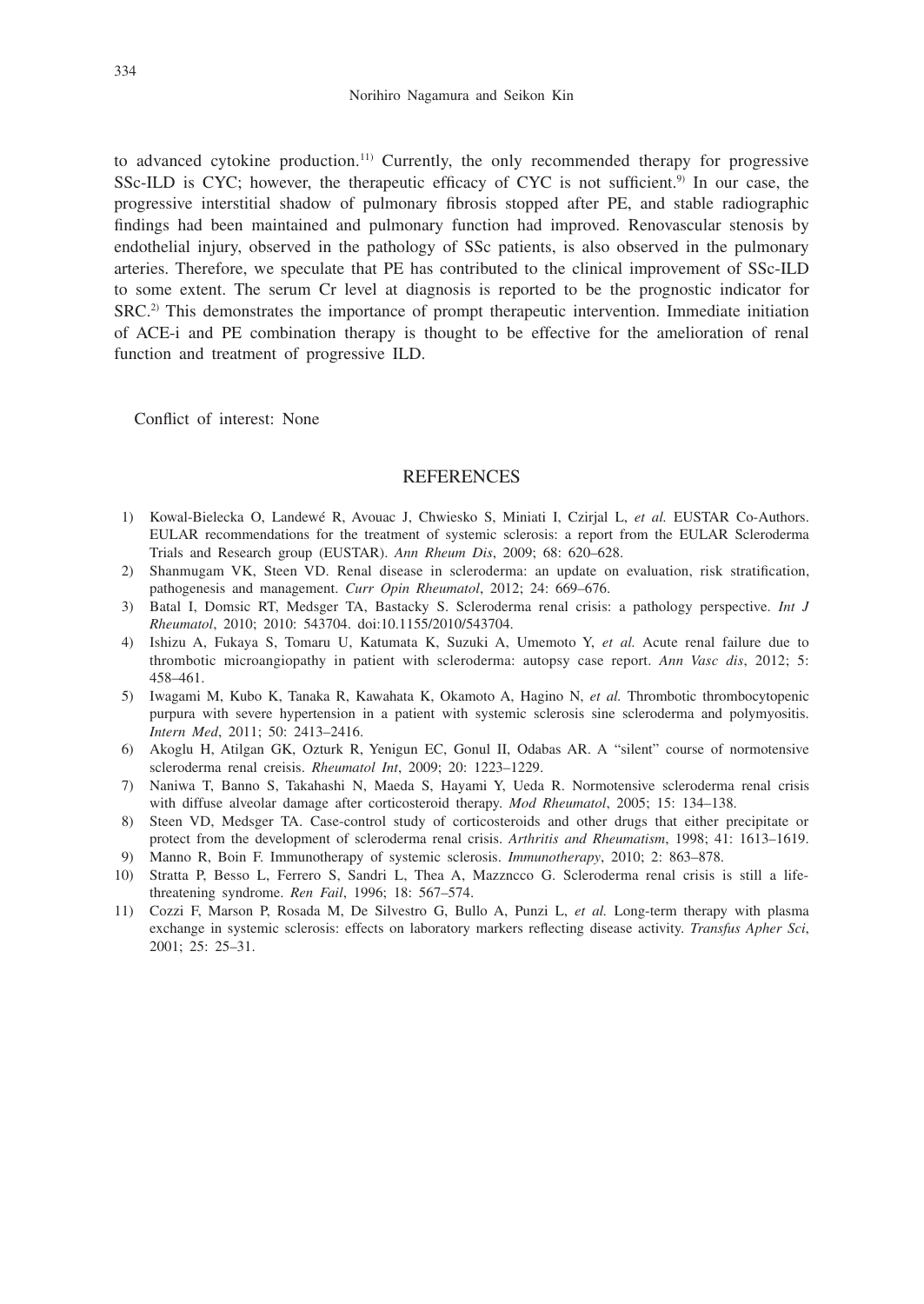to advanced cytokine production.[11] Currently, the only recommended therapy for progressive SSc-ILD is CYC; however, the therapeutic efficacy of CYC is not sufficient.[9] In our case, the progressive interstitial shadow of pulmonary fibrosis stopped after PE, and stable radiographic findings had been maintained and pulmonary function had improved. Renovascular stenosis by endothelial injury, observed in the pathology of SSc patients, is also observed in the pulmonary arteries. Therefore, we speculate that PE has contributed to the clinical improvement of SSc-ILD to some extent. The serum Cr level at diagnosis is reported to be the prognostic indicator for SRC.[2] This demonstrates the importance of prompt therapeutic intervention. Immediate initiation of ACE-i and PE combination therapy is thought to be effective for the amelioration of renal function and treatment of progressive ILD.

Conflict of interest: None

## REFERENCES

1) Kowal-Bielecka O, Landewé R, Avouac J, Chwiesko S, Miniati I, Czirjal L, *et al.* EUSTAR Co-Authors. EULAR recommendations for the treatment of systemic sclerosis: a report from the EULAR Scleroderma Trials and Research group (EUSTAR). *Ann Rheum Dis*, 2009; 68: 620–628.
2) Shanmugam VK, Steen VD. Renal disease in scleroderma: an update on evaluation, risk stratification, pathogenesis and management. *Curr Opin Rheumatol*, 2012; 24: 669–676.
3) Batal I, Domsic RT, Medsger TA, Bastacky S. Scleroderma renal crisis: a pathology perspective. *Int J Rheumatol*, 2010; 2010: 543704. doi:10.1155/2010/543704.
4) Ishizu A, Fukaya S, Tomaru U, Katumata K, Suzuki A, Umemoto Y, *et al.* Acute renal failure due to thrombotic microangiopathy in patient with scleroderma: autopsy case report. *Ann Vasc dis*, 2012; 5: 458–461.
5) Iwagami M, Kubo K, Tanaka R, Kawahata K, Okamoto A, Hagino N, *et al.* Thrombotic thrombocytopenic purpura with severe hypertension in a patient with systemic sclerosis sine scleroderma and polymyositis. *Intern Med*, 2011; 50: 2413–2416.
6) Akoglu H, Atilgan GK, Ozturk R, Yenigun EC, Gonul II, Odabas AR. A "silent" course of normotensive scleroderma renal creisis. *Rheumatol Int*, 2009; 20: 1223–1229.
7) Naniwa T, Banno S, Takahashi N, Maeda S, Hayami Y, Ueda R. Normotensive scleroderma renal crisis with diffuse alveolar damage after corticosteroid therapy. *Mod Rheumatol*, 2005; 15: 134–138.
8) Steen VD, Medsger TA. Case-control study of corticosteroids and other drugs that either precipitate or protect from the development of scleroderma renal crisis. *Arthritis and Rheumatism*, 1998; 41: 1613–1619.
9) Manno R, Boin F. Immunotherapy of systemic sclerosis. *Immunotherapy*, 2010; 2: 863–878.
10) Stratta P, Besso L, Ferrero S, Sandri L, Thea A, Mazzncco G. Scleroderma renal crisis is still a life-threatening syndrome. *Ren Fail*, 1996; 18: 567–574.
11) Cozzi F, Marson P, Rosada M, De Silvestro G, Bullo A, Punzi L, *et al.* Long-term therapy with plasma exchange in systemic sclerosis: effects on laboratory markers reflecting disease activity. *Transfus Apher Sci*, 2001; 25: 25–31.